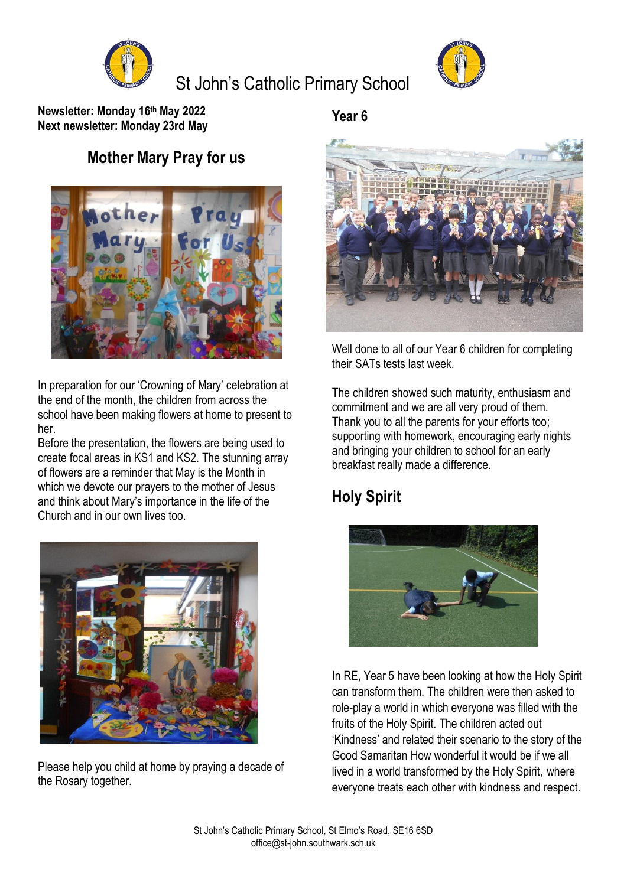# St John's Catholic Primary School

**Newsletter: Monday 16th May 2022**
**Next newsletter: Monday 23rd May**

## Mother Mary Pray for us

In preparation for our 'Crowning of Mary' celebration at the end of the month, the children from across the school have been making flowers at home to present to her.

Before the presentation, the flowers are being used to create focal areas in KS1 and KS2. The stunning array of flowers are a reminder that May is the Month in which we devote our prayers to the mother of Jesus and think about Mary's importance in the life of the Church and in our own lives too.

Please help you child at home by praying a decade of the Rosary together.

## Year 6

Well done to all of our Year 6 children for completing their SATs tests last week.

The children showed such maturity, enthusiasm and commitment and we are all very proud of them. Thank you to all the parents for your efforts too; supporting with homework, encouraging early nights and bringing your children to school for an early breakfast really made a difference.

## Holy Spirit

In RE, Year 5 have been looking at how the Holy Spirit can transform them. The children were then asked to role-play a world in which everyone was filled with the fruits of the Holy Spirit. The children acted out 'Kindness' and related their scenario to the story of the Good Samaritan How wonderful it would be if we all lived in a world transformed by the Holy Spirit, where everyone treats each other with kindness and respect.

St John's Catholic Primary School, St Elmo's Road, SE16 6SD
office@st-john.southwark.sch.uk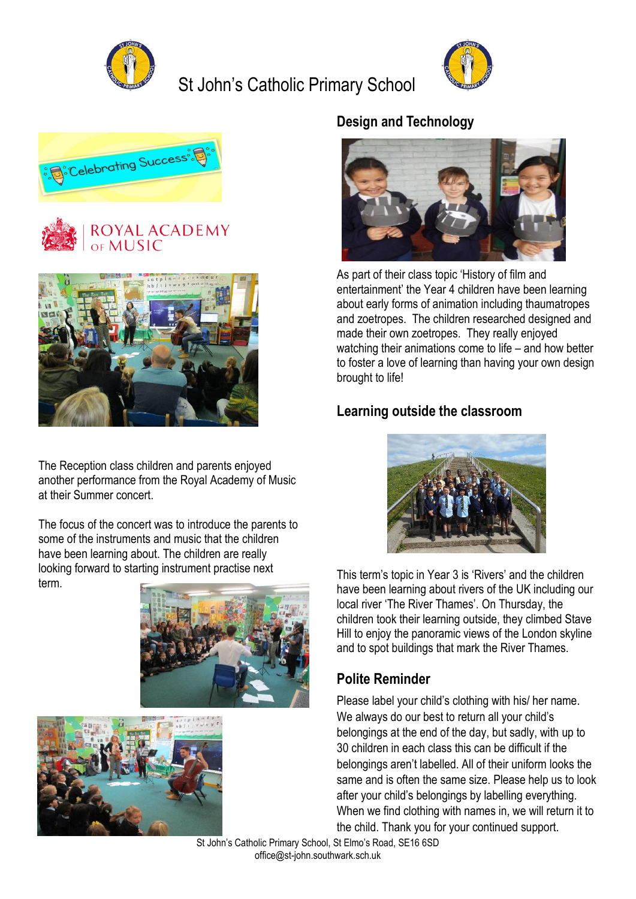# St John's Catholic Primary School

Celebrating Success

ROYAL ACADEMY OF MUSIC

The Reception class children and parents enjoyed another performance from the Royal Academy of Music at their Summer concert.

The focus of the concert was to introduce the parents to some of the instruments and music that the children have been learning about. The children are really looking forward to starting instrument practise next term.

## Design and Technology

As part of their class topic 'History of film and entertainment' the Year 4 children have been learning about early forms of animation including thaumatropes and zoetropes. The children researched designed and made their own zoetropes. They really enjoyed watching their animations come to life – and how better to foster a love of learning than having your own design brought to life!

## Learning outside the classroom

This term's topic in Year 3 is 'Rivers' and the children have been learning about rivers of the UK including our local river 'The River Thames'. On Thursday, the children took their learning outside, they climbed Stave Hill to enjoy the panoramic views of the London skyline and to spot buildings that mark the River Thames.

## Polite Reminder

Please label your child's clothing with his/ her name. We always do our best to return all your child's belongings at the end of the day, but sadly, with up to 30 children in each class this can be difficult if the belongings aren't labelled. All of their uniform looks the same and is often the same size. Please help us to look after your child's belongings by labelling everything. When we find clothing with names in, we will return it to the child. Thank you for your continued support.

St John's Catholic Primary School, St Elmo's Road, SE16 6SD
office@st-john.southwark.sch.uk